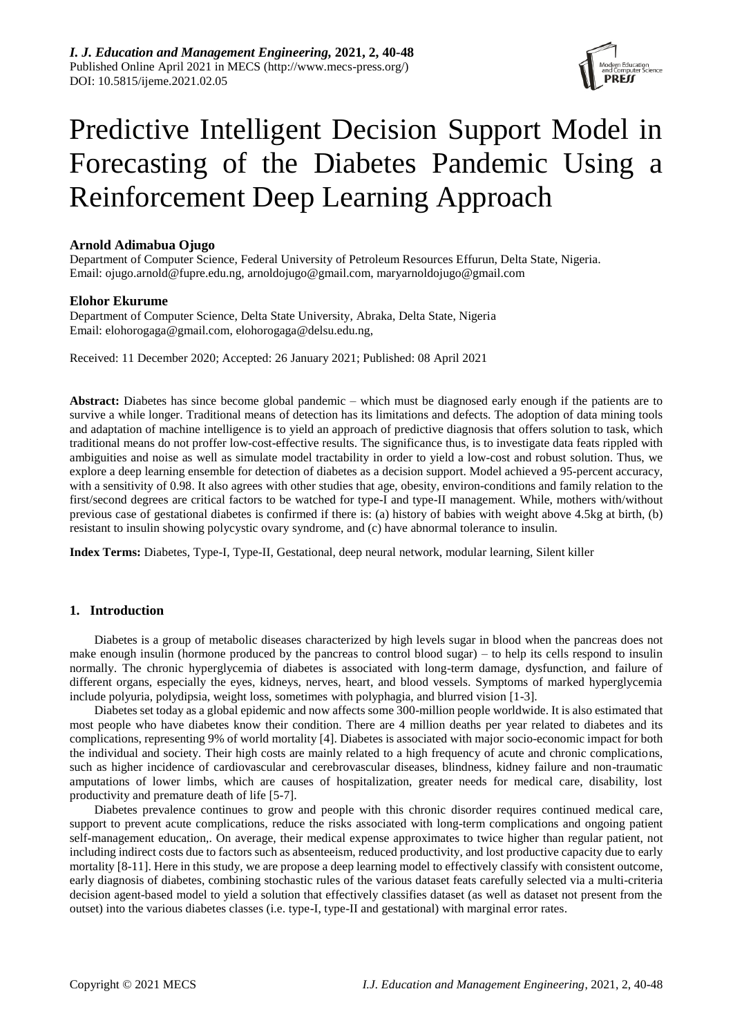# Predictive Intelligent Decision Support Model in Forecasting of the Diabetes Pandemic Using a Reinforcement Deep Learning Approach

**Arnold Adimabua Ojugo**

Department of Computer Science, Federal University of Petroleum Resources Effurun, Delta State, Nigeria.
Email: ojugo.arnold@fupre.edu.ng, arnoldojugo@gmail.com, maryarnoldojugo@gmail.com

**Elohor Ekurume**

Department of Computer Science, Delta State University, Abraka, Delta State, Nigeria
Email: elohorogaga@gmail.com, elohorogaga@delsu.edu.ng,

Received: 11 December 2020; Accepted: 26 January 2021; Published: 08 April 2021

**Abstract:** Diabetes has since become global pandemic – which must be diagnosed early enough if the patients are to survive a while longer. Traditional means of detection has its limitations and defects. The adoption of data mining tools and adaptation of machine intelligence is to yield an approach of predictive diagnosis that offers solution to task, which traditional means do not proffer low-cost-effective results. The significance thus, is to investigate data feats rippled with ambiguities and noise as well as simulate model tractability in order to yield a low-cost and robust solution. Thus, we explore a deep learning ensemble for detection of diabetes as a decision support. Model achieved a 95-percent accuracy, with a sensitivity of 0.98. It also agrees with other studies that age, obesity, environ-conditions and family relation to the first/second degrees are critical factors to be watched for type-I and type-II management. While, mothers with/without previous case of gestational diabetes is confirmed if there is: (a) history of babies with weight above 4.5kg at birth, (b) resistant to insulin showing polycystic ovary syndrome, and (c) have abnormal tolerance to insulin.

**Index Terms:** Diabetes, Type-I, Type-II, Gestational, deep neural network, modular learning, Silent killer

## 1. Introduction

Diabetes is a group of metabolic diseases characterized by high levels sugar in blood when the pancreas does not make enough insulin (hormone produced by the pancreas to control blood sugar) – to help its cells respond to insulin normally. The chronic hyperglycemia of diabetes is associated with long-term damage, dysfunction, and failure of different organs, especially the eyes, kidneys, nerves, heart, and blood vessels. Symptoms of marked hyperglycemia include polyuria, polydipsia, weight loss, sometimes with polyphagia, and blurred vision [1-3].

Diabetes set today as a global epidemic and now affects some 300-million people worldwide. It is also estimated that most people who have diabetes know their condition. There are 4 million deaths per year related to diabetes and its complications, representing 9% of world mortality [4]. Diabetes is associated with major socio-economic impact for both the individual and society. Their high costs are mainly related to a high frequency of acute and chronic complications, such as higher incidence of cardiovascular and cerebrovascular diseases, blindness, kidney failure and non-traumatic amputations of lower limbs, which are causes of hospitalization, greater needs for medical care, disability, lost productivity and premature death of life [5-7].

Diabetes prevalence continues to grow and people with this chronic disorder requires continued medical care, support to prevent acute complications, reduce the risks associated with long-term complications and ongoing patient self-management education,. On average, their medical expense approximates to twice higher than regular patient, not including indirect costs due to factors such as absenteeism, reduced productivity, and lost productive capacity due to early mortality [8-11]. Here in this study, we are propose a deep learning model to effectively classify with consistent outcome, early diagnosis of diabetes, combining stochastic rules of the various dataset feats carefully selected via a multi-criteria decision agent-based model to yield a solution that effectively classifies dataset (as well as dataset not present from the outset) into the various diabetes classes (i.e. type-I, type-II and gestational) with marginal error rates.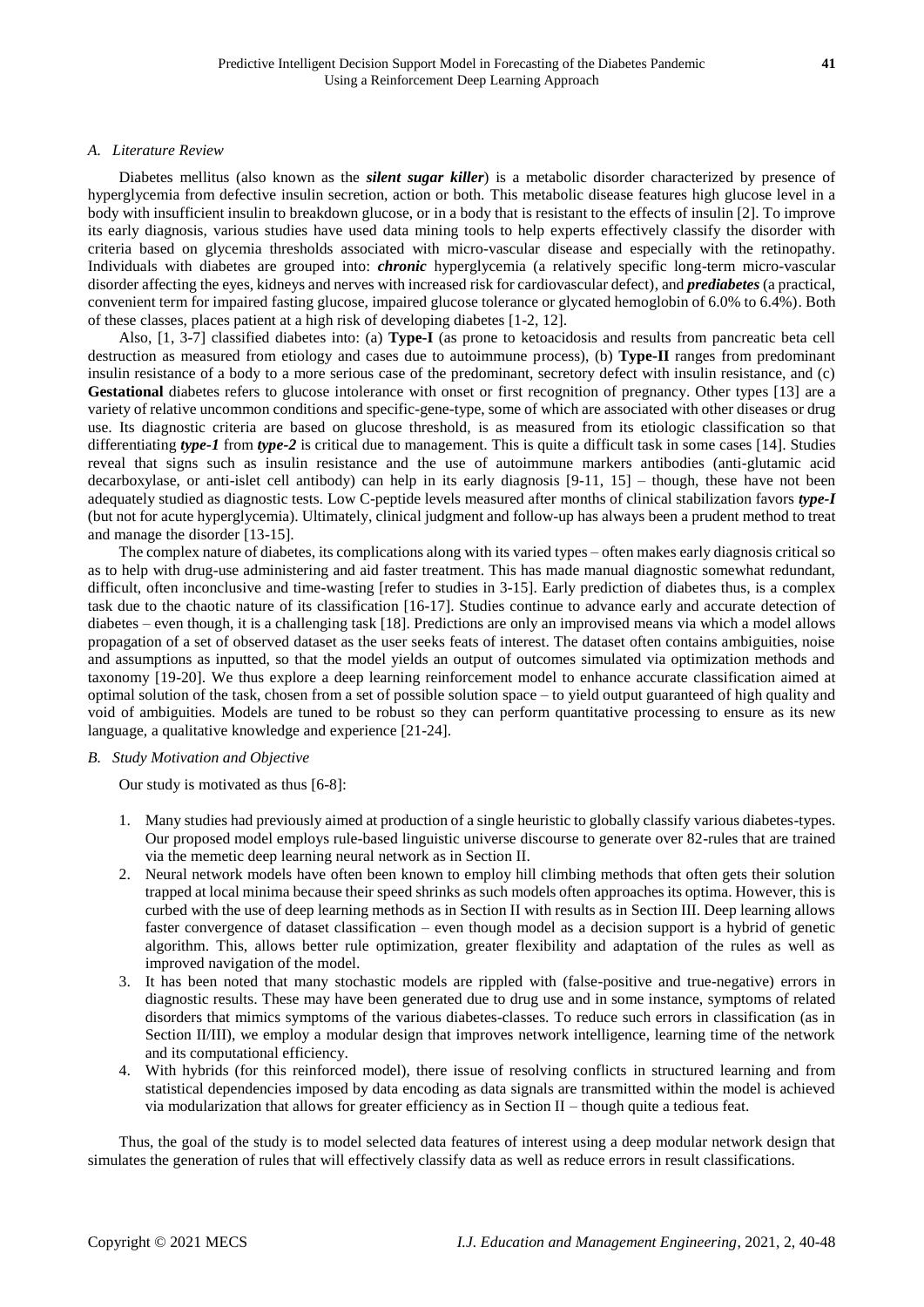### *A. Literature Review*

Diabetes mellitus (also known as the ***silent sugar killer***) is a metabolic disorder characterized by presence of hyperglycemia from defective insulin secretion, action or both. This metabolic disease features high glucose level in a body with insufficient insulin to breakdown glucose, or in a body that is resistant to the effects of insulin [2]. To improve its early diagnosis, various studies have used data mining tools to help experts effectively classify the disorder with criteria based on glycemia thresholds associated with micro-vascular disease and especially with the retinopathy. Individuals with diabetes are grouped into: ***chronic*** hyperglycemia (a relatively specific long-term micro-vascular disorder affecting the eyes, kidneys and nerves with increased risk for cardiovascular defect), and ***prediabetes*** (a practical, convenient term for impaired fasting glucose, impaired glucose tolerance or glycated hemoglobin of 6.0% to 6.4%). Both of these classes, places patient at a high risk of developing diabetes [1-2, 12].

Also, [1, 3-7] classified diabetes into: (a) **Type-I** (as prone to ketoacidosis and results from pancreatic beta cell destruction as measured from etiology and cases due to autoimmune process), (b) **Type-II** ranges from predominant insulin resistance of a body to a more serious case of the predominant, secretory defect with insulin resistance, and (c) **Gestational** diabetes refers to glucose intolerance with onset or first recognition of pregnancy. Other types [13] are a variety of relative uncommon conditions and specific-gene-type, some of which are associated with other diseases or drug use. Its diagnostic criteria are based on glucose threshold, is as measured from its etiologic classification so that differentiating ***type-1*** from ***type-2*** is critical due to management. This is quite a difficult task in some cases [14]. Studies reveal that signs such as insulin resistance and the use of autoimmune markers antibodies (anti-glutamic acid decarboxylase, or anti-islet cell antibody) can help in its early diagnosis [9-11, 15] – though, these have not been adequately studied as diagnostic tests. Low C-peptide levels measured after months of clinical stabilization favors ***type-I*** (but not for acute hyperglycemia). Ultimately, clinical judgment and follow-up has always been a prudent method to treat and manage the disorder [13-15].

The complex nature of diabetes, its complications along with its varied types – often makes early diagnosis critical so as to help with drug-use administering and aid faster treatment. This has made manual diagnostic somewhat redundant, difficult, often inconclusive and time-wasting [refer to studies in 3-15]. Early prediction of diabetes thus, is a complex task due to the chaotic nature of its classification [16-17]. Studies continue to advance early and accurate detection of diabetes – even though, it is a challenging task [18]. Predictions are only an improvised means via which a model allows propagation of a set of observed dataset as the user seeks feats of interest. The dataset often contains ambiguities, noise and assumptions as inputted, so that the model yields an output of outcomes simulated via optimization methods and taxonomy [19-20]. We thus explore a deep learning reinforcement model to enhance accurate classification aimed at optimal solution of the task, chosen from a set of possible solution space – to yield output guaranteed of high quality and void of ambiguities. Models are tuned to be robust so they can perform quantitative processing to ensure as its new language, a qualitative knowledge and experience [21-24].

### *B. Study Motivation and Objective*

Our study is motivated as thus [6-8]:

1. Many studies had previously aimed at production of a single heuristic to globally classify various diabetes-types. Our proposed model employs rule-based linguistic universe discourse to generate over 82-rules that are trained via the memetic deep learning neural network as in Section II.
2. Neural network models have often been known to employ hill climbing methods that often gets their solution trapped at local minima because their speed shrinks as such models often approaches its optima. However, this is curbed with the use of deep learning methods as in Section II with results as in Section III. Deep learning allows faster convergence of dataset classification – even though model as a decision support is a hybrid of genetic algorithm. This, allows better rule optimization, greater flexibility and adaptation of the rules as well as improved navigation of the model.
3. It has been noted that many stochastic models are rippled with (false-positive and true-negative) errors in diagnostic results. These may have been generated due to drug use and in some instance, symptoms of related disorders that mimics symptoms of the various diabetes-classes. To reduce such errors in classification (as in Section II/III), we employ a modular design that improves network intelligence, learning time of the network and its computational efficiency.
4. With hybrids (for this reinforced model), there issue of resolving conflicts in structured learning and from statistical dependencies imposed by data encoding as data signals are transmitted within the model is achieved via modularization that allows for greater efficiency as in Section II – though quite a tedious feat.

Thus, the goal of the study is to model selected data features of interest using a deep modular network design that simulates the generation of rules that will effectively classify data as well as reduce errors in result classifications.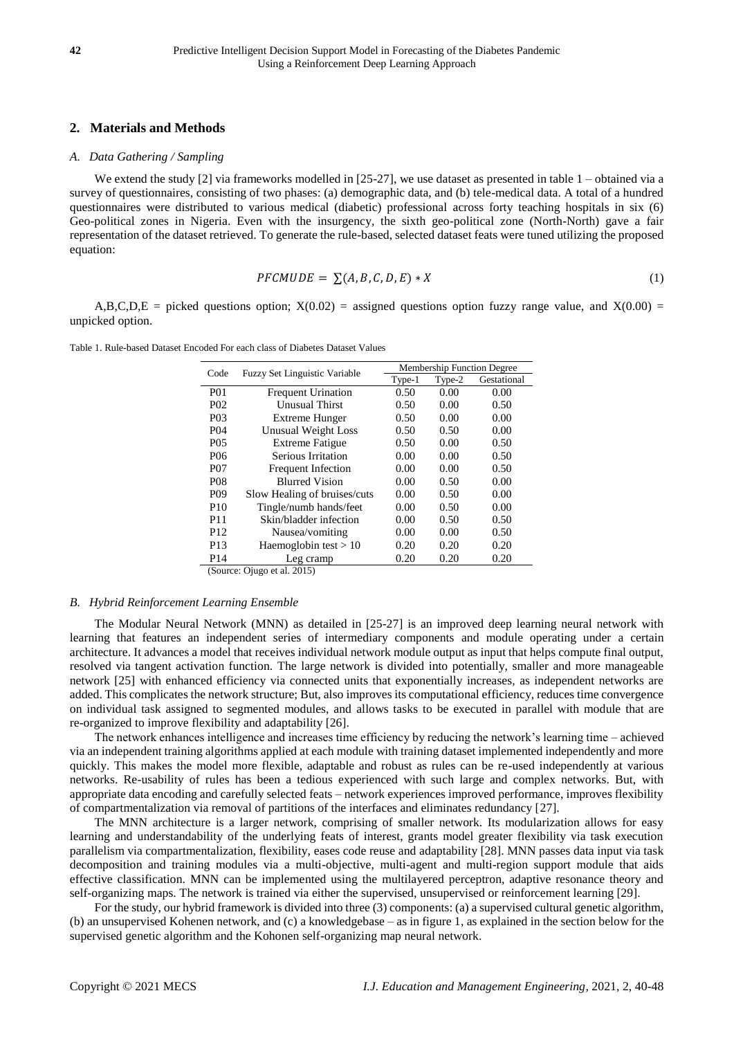## 2. Materials and Methods

### *A. Data Gathering / Sampling*

We extend the study [2] via frameworks modelled in [25-27], we use dataset as presented in table 1 – obtained via a survey of questionnaires, consisting of two phases: (a) demographic data, and (b) tele-medical data. A total of a hundred questionnaires were distributed to various medical (diabetic) professional across forty teaching hospitals in six (6) Geo-political zones in Nigeria. Even with the insurgency, the sixth geo-political zone (North-North) gave a fair representation of the dataset retrieved. To generate the rule-based, selected dataset feats were tuned utilizing the proposed equation:

$$PFCMUDE = \sum(A, B, C, D, E) * X \tag{1}$$

A,B,C,D,E = picked questions option; X(0.02) = assigned questions option fuzzy range value, and X(0.00) = unpicked option.

Table 1. Rule-based Dataset Encoded For each class of Diabetes Dataset Values

| Code | Fuzzy Set Linguistic Variable | Membership Function Degree | | |
|---|---|---|---|---|
| | | Type-1 | Type-2 | Gestational |
| P01 | Frequent Urination | 0.50 | 0.00 | 0.00 |
| P02 | Unusual Thirst | 0.50 | 0.00 | 0.50 |
| P03 | Extreme Hunger | 0.50 | 0.00 | 0.00 |
| P04 | Unusual Weight Loss | 0.50 | 0.50 | 0.00 |
| P05 | Extreme Fatigue | 0.50 | 0.00 | 0.50 |
| P06 | Serious Irritation | 0.00 | 0.00 | 0.50 |
| P07 | Frequent Infection | 0.00 | 0.00 | 0.50 |
| P08 | Blurred Vision | 0.00 | 0.50 | 0.00 |
| P09 | Slow Healing of bruises/cuts | 0.00 | 0.50 | 0.00 |
| P10 | Tingle/numb hands/feet | 0.00 | 0.50 | 0.00 |
| P11 | Skin/bladder infection | 0.00 | 0.50 | 0.50 |
| P12 | Nausea/vomiting | 0.00 | 0.00 | 0.50 |
| P13 | Haemoglobin test > 10 | 0.20 | 0.20 | 0.20 |
| P14 | Leg cramp | 0.20 | 0.20 | 0.20 |

(Source: Ojugo et al. 2015)

### *B. Hybrid Reinforcement Learning Ensemble*

The Modular Neural Network (MNN) as detailed in [25-27] is an improved deep learning neural network with learning that features an independent series of intermediary components and module operating under a certain architecture. It advances a model that receives individual network module output as input that helps compute final output, resolved via tangent activation function. The large network is divided into potentially, smaller and more manageable network [25] with enhanced efficiency via connected units that exponentially increases, as independent networks are added. This complicates the network structure; But, also improves its computational efficiency, reduces time convergence on individual task assigned to segmented modules, and allows tasks to be executed in parallel with module that are re-organized to improve flexibility and adaptability [26].

The network enhances intelligence and increases time efficiency by reducing the network's learning time – achieved via an independent training algorithms applied at each module with training dataset implemented independently and more quickly. This makes the model more flexible, adaptable and robust as rules can be re-used independently at various networks. Re-usability of rules has been a tedious experienced with such large and complex networks. But, with appropriate data encoding and carefully selected feats – network experiences improved performance, improves flexibility of compartmentalization via removal of partitions of the interfaces and eliminates redundancy [27].

The MNN architecture is a larger network, comprising of smaller network. Its modularization allows for easy learning and understandability of the underlying feats of interest, grants model greater flexibility via task execution parallelism via compartmentalization, flexibility, eases code reuse and adaptability [28]. MNN passes data input via task decomposition and training modules via a multi-objective, multi-agent and multi-region support module that aids effective classification. MNN can be implemented using the multilayered perceptron, adaptive resonance theory and self-organizing maps. The network is trained via either the supervised, unsupervised or reinforcement learning [29].

For the study, our hybrid framework is divided into three (3) components: (a) a supervised cultural genetic algorithm, (b) an unsupervised Kohenen network, and (c) a knowledgebase – as in figure 1, as explained in the section below for the supervised genetic algorithm and the Kohonen self-organizing map neural network.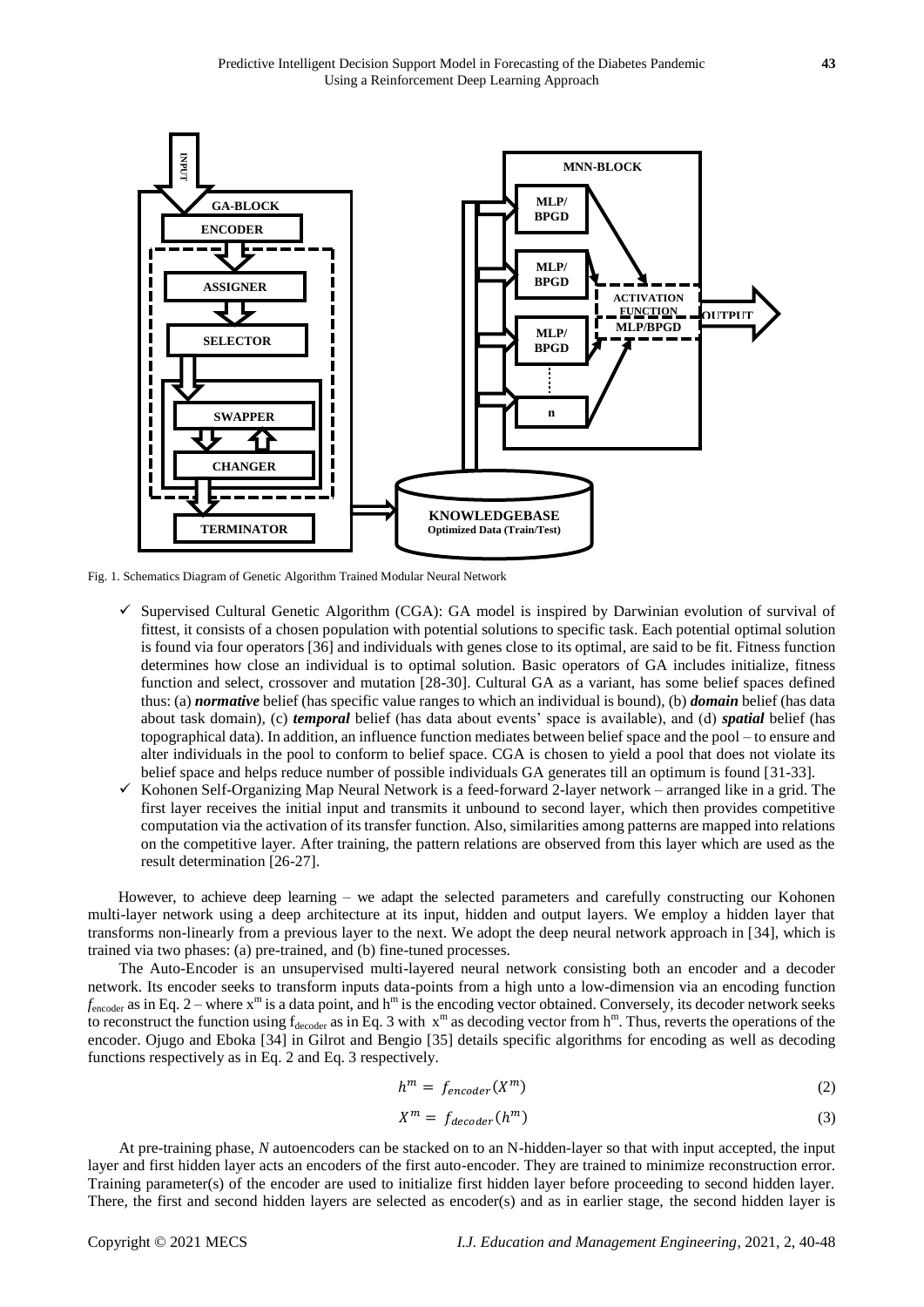Fig. 1. Schematics Diagram of Genetic Algorithm Trained Modular Neural Network

- ✓ Supervised Cultural Genetic Algorithm (CGA): GA model is inspired by Darwinian evolution of survival of fittest, it consists of a chosen population with potential solutions to specific task. Each potential optimal solution is found via four operators [36] and individuals with genes close to its optimal, are said to be fit. Fitness function determines how close an individual is to optimal solution. Basic operators of GA includes initialize, fitness function and select, crossover and mutation [28-30]. Cultural GA as a variant, has some belief spaces defined thus: (a) ***normative*** belief (has specific value ranges to which an individual is bound), (b) ***domain*** belief (has data about task domain), (c) ***temporal*** belief (has data about events' space is available), and (d) ***spatial*** belief (has topographical data). In addition, an influence function mediates between belief space and the pool – to ensure and alter individuals in the pool to conform to belief space. CGA is chosen to yield a pool that does not violate its belief space and helps reduce number of possible individuals GA generates till an optimum is found [31-33].
- ✓ Kohonen Self-Organizing Map Neural Network is a feed-forward 2-layer network – arranged like in a grid. The first layer receives the initial input and transmits it unbound to second layer, which then provides competitive computation via the activation of its transfer function. Also, similarities among patterns are mapped into relations on the competitive layer. After training, the pattern relations are observed from this layer which are used as the result determination [26-27].

However, to achieve deep learning – we adapt the selected parameters and carefully constructing our Kohonen multi-layer network using a deep architecture at its input, hidden and output layers. We employ a hidden layer that transforms non-linearly from a previous layer to the next. We adopt the deep neural network approach in [34], which is trained via two phases: (a) pre-trained, and (b) fine-tuned processes.

The Auto-Encoder is an unsupervised multi-layered neural network consisting both an encoder and a decoder network. Its encoder seeks to transform inputs data-points from a high unto a low-dimension via an encoding function $f_{encoder}$ as in Eq. 2 – where $x^m$ is a data point, and $h^m$ is the encoding vector obtained. Conversely, its decoder network seeks to reconstruct the function using $f_{decoder}$ as in Eq. 3 with $x^m$ as decoding vector from $h^m$. Thus, reverts the operations of the encoder. Ojugo and Eboka [34] in Gilrot and Bengio [35] details specific algorithms for encoding as well as decoding functions respectively as in Eq. 2 and Eq. 3 respectively.

$$h^m = f_{encoder}(X^m) \tag{2}$$

$$X^m = f_{decoder}(h^m) \tag{3}$$

At pre-training phase, *N* autoencoders can be stacked on to an N-hidden-layer so that with input accepted, the input layer and first hidden layer acts an encoders of the first auto-encoder. They are trained to minimize reconstruction error. Training parameter(s) of the encoder are used to initialize first hidden layer before proceeding to second hidden layer. There, the first and second hidden layers are selected as encoder(s) and as in earlier stage, the second hidden layer is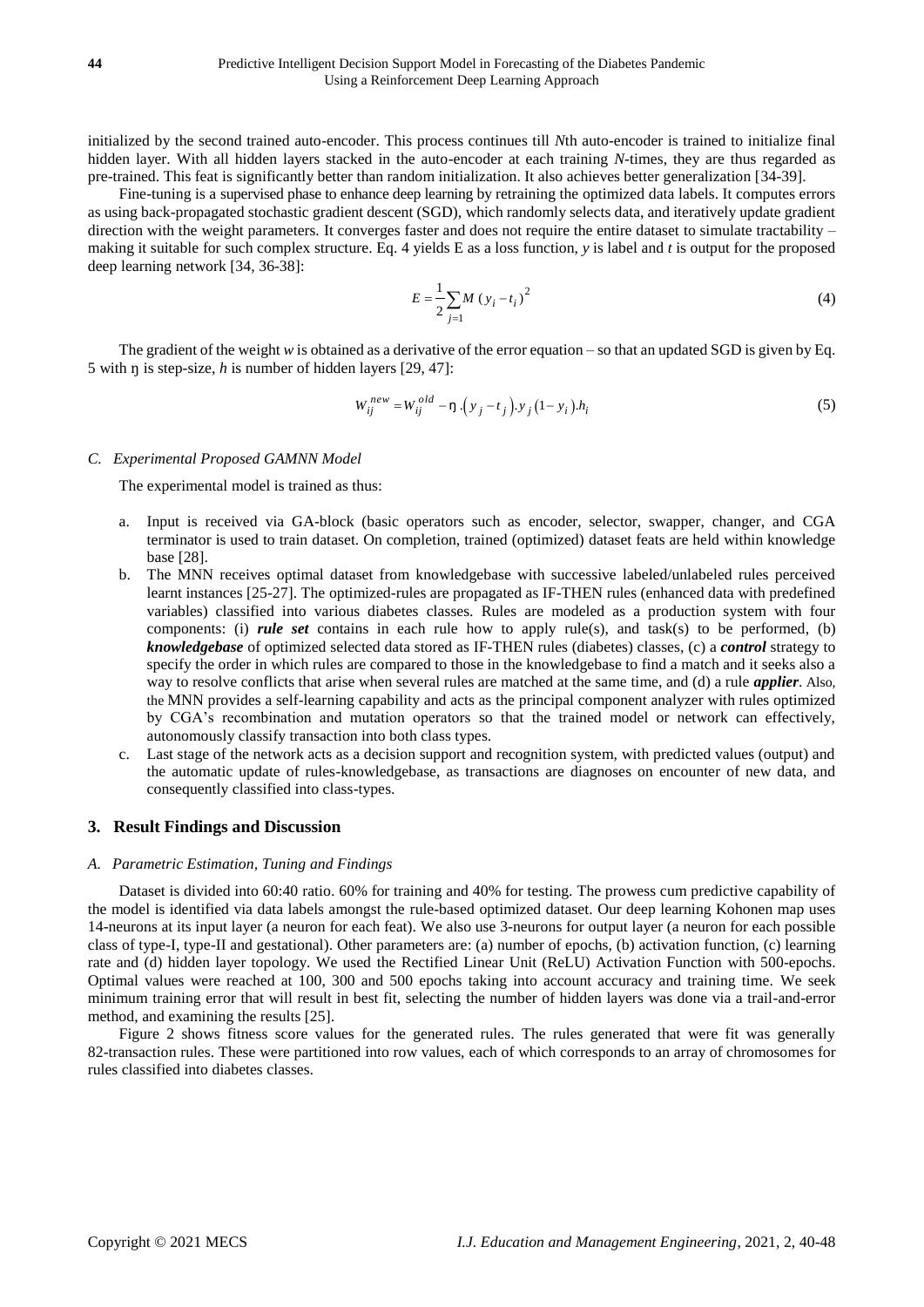initialized by the second trained auto-encoder. This process continues till *N*th auto-encoder is trained to initialize final hidden layer. With all hidden layers stacked in the auto-encoder at each training *N*-times, they are thus regarded as pre-trained. This feat is significantly better than random initialization. It also achieves better generalization [34-39].

Fine-tuning is a supervised phase to enhance deep learning by retraining the optimized data labels. It computes errors as using back-propagated stochastic gradient descent (SGD), which randomly selects data, and iteratively update gradient direction with the weight parameters. It converges faster and does not require the entire dataset to simulate tractability – making it suitable for such complex structure. Eq. 4 yields E as a loss function, *y* is label and *t* is output for the proposed deep learning network [34, 36-38]:

$$E = \frac{1}{2}\sum_{j=1} M\,(y_i - t_i)^2 \tag{4}$$

The gradient of the weight *w* is obtained as a derivative of the error equation – so that an updated SGD is given by Eq. 5 with ŋ is step-size, *h* is number of hidden layers [29, 47]:

$$W_{ij}^{new} = W_{ij}^{old} - \eta\,.\left(y_j - t_j\right).y_j\left(1 - y_i\right).h_i \tag{5}$$

### *C. Experimental Proposed GAMNN Model*

The experimental model is trained as thus:

a. Input is received via GA-block (basic operators such as encoder, selector, swapper, changer, and CGA terminator is used to train dataset. On completion, trained (optimized) dataset feats are held within knowledge base [28].
b. The MNN receives optimal dataset from knowledgebase with successive labeled/unlabeled rules perceived learnt instances [25-27]. The optimized-rules are propagated as IF-THEN rules (enhanced data with predefined variables) classified into various diabetes classes. Rules are modeled as a production system with four components: (i) ***rule set*** contains in each rule how to apply rule(s), and task(s) to be performed, (b) ***knowledgebase*** of optimized selected data stored as IF-THEN rules (diabetes) classes, (c) a ***control*** strategy to specify the order in which rules are compared to those in the knowledgebase to find a match and it seeks also a way to resolve conflicts that arise when several rules are matched at the same time, and (d) a rule ***applier***. Also, the MNN provides a self-learning capability and acts as the principal component analyzer with rules optimized by CGA's recombination and mutation operators so that the trained model or network can effectively, autonomously classify transaction into both class types.
c. Last stage of the network acts as a decision support and recognition system, with predicted values (output) and the automatic update of rules-knowledgebase, as transactions are diagnoses on encounter of new data, and consequently classified into class-types.

## 3. Result Findings and Discussion

### *A. Parametric Estimation, Tuning and Findings*

Dataset is divided into 60:40 ratio. 60% for training and 40% for testing. The prowess cum predictive capability of the model is identified via data labels amongst the rule-based optimized dataset. Our deep learning Kohonen map uses 14-neurons at its input layer (a neuron for each feat). We also use 3-neurons for output layer (a neuron for each possible class of type-I, type-II and gestational). Other parameters are: (a) number of epochs, (b) activation function, (c) learning rate and (d) hidden layer topology. We used the Rectified Linear Unit (ReLU) Activation Function with 500-epochs. Optimal values were reached at 100, 300 and 500 epochs taking into account accuracy and training time. We seek minimum training error that will result in best fit, selecting the number of hidden layers was done via a trail-and-error method, and examining the results [25].

Figure 2 shows fitness score values for the generated rules. The rules generated that were fit was generally 82-transaction rules. These were partitioned into row values, each of which corresponds to an array of chromosomes for rules classified into diabetes classes.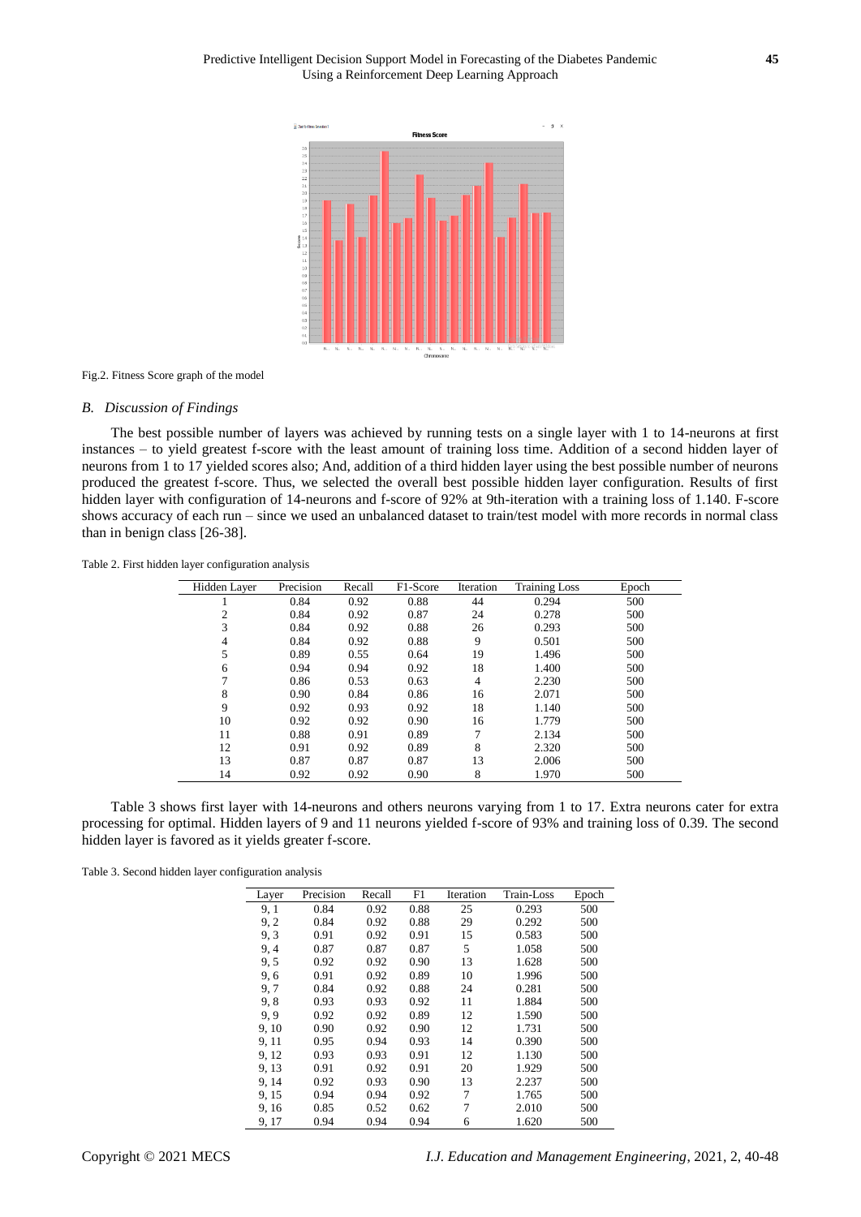Fig.2. Fitness Score graph of the model

### *B. Discussion of Findings*

The best possible number of layers was achieved by running tests on a single layer with 1 to 14-neurons at first instances – to yield greatest f-score with the least amount of training loss time. Addition of a second hidden layer of neurons from 1 to 17 yielded scores also; And, addition of a third hidden layer using the best possible number of neurons produced the greatest f-score. Thus, we selected the overall best possible hidden layer configuration. Results of first hidden layer with configuration of 14-neurons and f-score of 92% at 9th-iteration with a training loss of 1.140. F-score shows accuracy of each run – since we used an unbalanced dataset to train/test model with more records in normal class than in benign class [26-38].

Table 2. First hidden layer configuration analysis

| Hidden Layer | Precision | Recall | F1-Score | Iteration | Training Loss | Epoch |
|---|---|---|---|---|---|---|
| 1 | 0.84 | 0.92 | 0.88 | 44 | 0.294 | 500 |
| 2 | 0.84 | 0.92 | 0.87 | 24 | 0.278 | 500 |
| 3 | 0.84 | 0.92 | 0.88 | 26 | 0.293 | 500 |
| 4 | 0.84 | 0.92 | 0.88 | 9 | 0.501 | 500 |
| 5 | 0.89 | 0.55 | 0.64 | 19 | 1.496 | 500 |
| 6 | 0.94 | 0.94 | 0.92 | 18 | 1.400 | 500 |
| 7 | 0.86 | 0.53 | 0.63 | 4 | 2.230 | 500 |
| 8 | 0.90 | 0.84 | 0.86 | 16 | 2.071 | 500 |
| 9 | 0.92 | 0.93 | 0.92 | 18 | 1.140 | 500 |
| 10 | 0.92 | 0.92 | 0.90 | 16 | 1.779 | 500 |
| 11 | 0.88 | 0.91 | 0.89 | 7 | 2.134 | 500 |
| 12 | 0.91 | 0.92 | 0.89 | 8 | 2.320 | 500 |
| 13 | 0.87 | 0.87 | 0.87 | 13 | 2.006 | 500 |
| 14 | 0.92 | 0.92 | 0.90 | 8 | 1.970 | 500 |

Table 3 shows first layer with 14-neurons and others neurons varying from 1 to 17. Extra neurons cater for extra processing for optimal. Hidden layers of 9 and 11 neurons yielded f-score of 93% and training loss of 0.39. The second hidden layer is favored as it yields greater f-score.

Table 3. Second hidden layer configuration analysis

| Layer | Precision | Recall | F1 | Iteration | Train-Loss | Epoch |
|---|---|---|---|---|---|---|
| 9, 1 | 0.84 | 0.92 | 0.88 | 25 | 0.293 | 500 |
| 9, 2 | 0.84 | 0.92 | 0.88 | 29 | 0.292 | 500 |
| 9, 3 | 0.91 | 0.92 | 0.91 | 15 | 0.583 | 500 |
| 9, 4 | 0.87 | 0.87 | 0.87 | 5 | 1.058 | 500 |
| 9, 5 | 0.92 | 0.92 | 0.90 | 13 | 1.628 | 500 |
| 9, 6 | 0.91 | 0.92 | 0.89 | 10 | 1.996 | 500 |
| 9, 7 | 0.84 | 0.92 | 0.88 | 24 | 0.281 | 500 |
| 9, 8 | 0.93 | 0.93 | 0.92 | 11 | 1.884 | 500 |
| 9, 9 | 0.92 | 0.92 | 0.89 | 12 | 1.590 | 500 |
| 9, 10 | 0.90 | 0.92 | 0.90 | 12 | 1.731 | 500 |
| 9, 11 | 0.95 | 0.94 | 0.93 | 14 | 0.390 | 500 |
| 9, 12 | 0.93 | 0.93 | 0.91 | 12 | 1.130 | 500 |
| 9, 13 | 0.91 | 0.92 | 0.91 | 20 | 1.929 | 500 |
| 9, 14 | 0.92 | 0.93 | 0.90 | 13 | 2.237 | 500 |
| 9, 15 | 0.94 | 0.94 | 0.92 | 7 | 1.765 | 500 |
| 9, 16 | 0.85 | 0.52 | 0.62 | 7 | 2.010 | 500 |
| 9, 17 | 0.94 | 0.94 | 0.94 | 6 | 1.620 | 500 |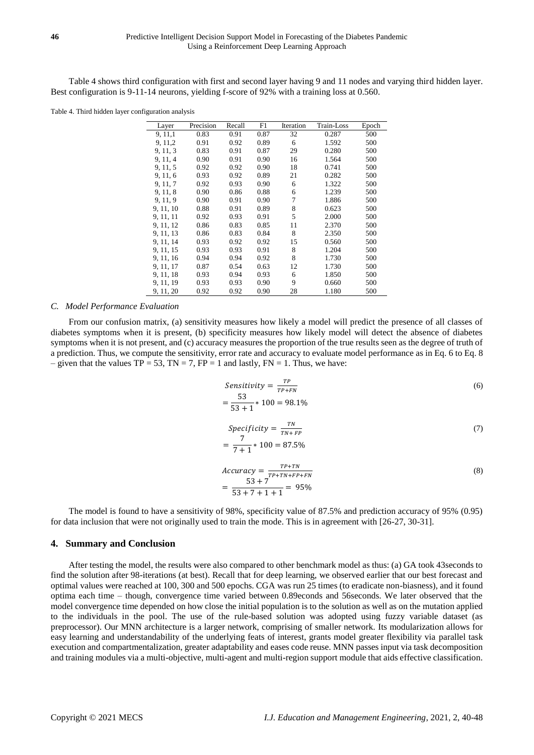Table 4 shows third configuration with first and second layer having 9 and 11 nodes and varying third hidden layer. Best configuration is 9-11-14 neurons, yielding f-score of 92% with a training loss at 0.560.

Table 4. Third hidden layer configuration analysis

| Layer | Precision | Recall | F1 | Iteration | Train-Loss | Epoch |
|---|---|---|---|---|---|---|
| 9, 11,1 | 0.83 | 0.91 | 0.87 | 32 | 0.287 | 500 |
| 9, 11,2 | 0.91 | 0.92 | 0.89 | 6 | 1.592 | 500 |
| 9, 11, 3 | 0.83 | 0.91 | 0.87 | 29 | 0.280 | 500 |
| 9, 11, 4 | 0.90 | 0.91 | 0.90 | 16 | 1.564 | 500 |
| 9, 11, 5 | 0.92 | 0.92 | 0.90 | 18 | 0.741 | 500 |
| 9, 11, 6 | 0.93 | 0.92 | 0.89 | 21 | 0.282 | 500 |
| 9, 11, 7 | 0.92 | 0.93 | 0.90 | 6 | 1.322 | 500 |
| 9, 11, 8 | 0.90 | 0.86 | 0.88 | 6 | 1.239 | 500 |
| 9, 11, 9 | 0.90 | 0.91 | 0.90 | 7 | 1.886 | 500 |
| 9, 11, 10 | 0.88 | 0.91 | 0.89 | 8 | 0.623 | 500 |
| 9, 11, 11 | 0.92 | 0.93 | 0.91 | 5 | 2.000 | 500 |
| 9, 11, 12 | 0.86 | 0.83 | 0.85 | 11 | 2.370 | 500 |
| 9, 11, 13 | 0.86 | 0.83 | 0.84 | 8 | 2.350 | 500 |
| 9, 11, 14 | 0.93 | 0.92 | 0.92 | 15 | 0.560 | 500 |
| 9, 11, 15 | 0.93 | 0.93 | 0.91 | 8 | 1.204 | 500 |
| 9, 11, 16 | 0.94 | 0.94 | 0.92 | 8 | 1.730 | 500 |
| 9, 11, 17 | 0.87 | 0.54 | 0.63 | 12 | 1.730 | 500 |
| 9, 11, 18 | 0.93 | 0.94 | 0.93 | 6 | 1.850 | 500 |
| 9, 11, 19 | 0.93 | 0.93 | 0.90 | 9 | 0.660 | 500 |
| 9, 11, 20 | 0.92 | 0.92 | 0.90 | 28 | 1.180 | 500 |

### *C. Model Performance Evaluation*

From our confusion matrix, (a) sensitivity measures how likely a model will predict the presence of all classes of diabetes symptoms when it is present, (b) specificity measures how likely model will detect the absence of diabetes symptoms when it is not present, and (c) accuracy measures the proportion of the true results seen as the degree of truth of a prediction. Thus, we compute the sensitivity, error rate and accuracy to evaluate model performance as in Eq. 6 to Eq. 8 – given that the values TP = 53, TN = 7, FP = 1 and lastly, FN = 1. Thus, we have:

$$Sensitivity = \frac{TP}{TP+FN} = \frac{53}{53+1} * 100 = 98.1\% \tag{6}$$

$$Specificity = \frac{TN}{TN+FP} = \frac{7}{7+1} * 100 = 87.5\% \tag{7}$$

$$Accuracy = \frac{TP+TN}{TP+TN+FP+FN} = \frac{53+7}{53+7+1+1} = 95\% \tag{8}$$

The model is found to have a sensitivity of 98%, specificity value of 87.5% and prediction accuracy of 95% (0.95) for data inclusion that were not originally used to train the mode. This is in agreement with [26-27, 30-31].

## 4. Summary and Conclusion

After testing the model, the results were also compared to other benchmark model as thus: (a) GA took 43seconds to find the solution after 98-iterations (at best). Recall that for deep learning, we observed earlier that our best forecast and optimal values were reached at 100, 300 and 500 epochs. CGA was run 25 times (to eradicate non-biasness), and it found optima each time – though, convergence time varied between 0.89econds and 56seconds. We later observed that the model convergence time depended on how close the initial population is to the solution as well as on the mutation applied to the individuals in the pool. The use of the rule-based solution was adopted using fuzzy variable dataset (as preprocessor). Our MNN architecture is a larger network, comprising of smaller network. Its modularization allows for easy learning and understandability of the underlying feats of interest, grants model greater flexibility via parallel task execution and compartmentalization, greater adaptability and eases code reuse. MNN passes input via task decomposition and training modules via a multi-objective, multi-agent and multi-region support module that aids effective classification.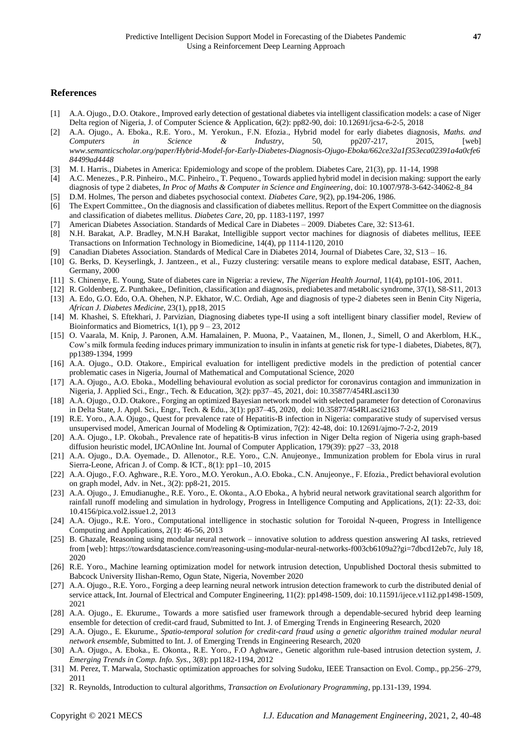## References

[1] A.A. Ojugo., D.O. Otakore., Improved early detection of gestational diabetes via intelligent classification models: a case of Niger Delta region of Nigeria, J. of Computer Science & Application, 6(2): pp82-90, doi: 10.12691/jcsa-6-2-5, 2018

[2] A.A. Ojugo., A. Eboka., R.E. Yoro., M. Yerokun., F.N. Efozia., Hybrid model for early diabetes diagnosis, *Maths. and Computers in Science & Industry*, 50, pp207-217, 2015, [web] *www.semanticscholar.org/paper/Hybrid-Model-for-Early-Diabetes-Diagnosis-Ojugo-Eboka/662ce32a1f353eca02391a4a0cfe684499ad4448*

[3] M. I. Harris., Diabetes in America: Epidemiology and scope of the problem. Diabetes Care, 21(3), pp. 11-14, 1998

[4] A.C. Menezes., P.R. Pinheiro., M.C. Pinheiro., T. Pequeno., Towards applied hybrid model in decision making: support the early diagnosis of type 2 diabetes, *In Proc of Maths & Computer in Science and Engineering*, doi: 10.1007/978-3-642-34062-8_84

[5] D.M. Holmes, The person and diabetes psychosocial context. *Diabetes Care*, 9(2), pp.194-206, 1986.

[6] The Expert Committee., On the diagnosis and classification of diabetes mellitus. Report of the Expert Committee on the diagnosis and classification of diabetes mellitus. *Diabetes Care*, 20, pp. 1183-1197, 1997

[7] American Diabetes Association. Standards of Medical Care in Diabetes – 2009. Diabetes Care, 32: S13-61.

[8] N.H. Barakat, A.P. Bradley, M.N.H Barakat, Intelligible support vector machines for diagnosis of diabetes mellitus, IEEE Transactions on Information Technology in Biomedicine, 14(4), pp 1114-1120, 2010

[9] Canadian Diabetes Association. Standards of Medical Care in Diabetes 2014, Journal of Diabetes Care, 32, S13 – 16.

[10] G. Berks, D. Keyserlingk, J. Jantzeen., et al., Fuzzy clustering: versatile means to explore medical database, ESIT, Aachen, Germany, 2000

[11] S. Chinenye, E. Young, State of diabetes care in Nigeria: a review, *The Nigerian Health Journal*, 11(4), pp101-106, 2011.

[12] R. Goldenberg, Z. Punthakee,, Definition, classification and diagnosis, prediabetes and metabolic syndrome, 37(1), S8-S11, 2013

[13] A. Edo, G.O. Edo, O.A. Ohehen, N.P. Ekhator, W.C. Ordiah, Age and diagnosis of type-2 diabetes seen in Benin City Nigeria, *African J. Diabetes Medicine*, 23(1), pp18, 2015

[14] M. Khashei, S. Eftekhari, J. Parvizian, Diagnosing diabetes type-II using a soft intelligent binary classifier model, Review of Bioinformatics and Biometrics, 1(1), pp 9 – 23, 2012

[15] O. Vaarala, M. Knip, J. Paronen, A.M. Hamalainen, P. Muona, P., Vaatainen, M., Ilonen, J., Simell, O and Akerblom, H.K., Cow's milk formula feeding induces primary immunization to insulin in infants at genetic risk for type-1 diabetes, Diabetes, 8(7), pp1389-1394, 1999

[16] A.A. Ojugo., O.D. Otakore., Empirical evaluation for intelligent predictive models in the prediction of potential cancer problematic cases in Nigeria, Journal of Mathematical and Computational Science, 2020

[17] A.A. Ojugo., A.O. Eboka., Modelling behavioural evolution as social predictor for coronavirus contagion and immunization in Nigeria, J. Applied Sci., Engr., Tech. & Education, 3(2): pp37–45, 2021, doi: 10.35877/454RI.asci130

[18] A.A. Ojugo., O.D. Otakore., Forging an optimized Bayesian network model with selected parameter for detection of Coronavirus in Delta State, J. Appl. Sci., Engr., Tech. & Edu., 3(1): pp37–45, 2020, doi: 10.35877/454RI.asci2163

[19] R.E. Yoro., A.A. Ojugo., Quest for prevalence rate of Hepatitis-B infection in Nigeria: comparative study of supervised versus unsupervised model, American Journal of Modeling & Optimization, 7(2): 42-48, doi: 10.12691/ajmo-7-2-2, 2019

[20] A.A. Ojugo., I.P. Okobah., Prevalence rate of hepatitis-B virus infection in Niger Delta region of Nigeria using graph-based diffusion heuristic model, IJCAOnline Int. Journal of Computer Application, 179(39): pp27 –33, 2018

[21] A.A. Ojugo., D.A. Oyemade., D. Allenotor., R.E. Yoro., C.N. Anujeonye., Immunization problem for Ebola virus in rural Sierra-Leone, African J. of Comp. & ICT., 8(1): pp1–10, 2015

[22] A.A. Ojugo., F.O. Aghware., R.E. Yoro., M.O. Yerokun., A.O. Eboka., C.N. Anujeonye., F. Efozia., Predict behavioral evolution on graph model, Adv. in Net., 3(2): pp8-21, 2015.

[23] A.A. Ojugo., J. Emudianughe., R.E. Yoro., E. Okonta., A.O Eboka., A hybrid neural network gravitational search algorithm for rainfall runoff modeling and simulation in hydrology, Progress in Intelligence Computing and Applications, 2(1): 22-33, doi: 10.4156/pica.vol2.issue1.2, 2013

[24] A.A. Ojugo., R.E. Yoro., Computational intelligence in stochastic solution for Toroidal N-queen, Progress in Intelligence Computing and Applications, 2(1): 46-56, 2013

[25] B. Ghazale, Reasoning using modular neural network – innovative solution to address question answering AI tasks, retrieved from [web]: https://towardsdatascience.com/reasoning-using-modular-neural-networks-f003cb6109a2?gi=7dbcd12eb7c, July 18, 2020

[26] R.E. Yoro., Machine learning optimization model for network intrusion detection, Unpublished Doctoral thesis submitted to Babcock University Ilishan-Remo, Ogun State, Nigeria, November 2020

[27] A.A. Ojugo., R.E. Yoro., Forging a deep learning neural network intrusion detection framework to curb the distributed denial of service attack, Int. Journal of Electrical and Computer Engineering, 11(2): pp1498-1509, doi: 10.11591/ijece.v11i2.pp1498-1509, 2021

[28] A.A. Ojugo., E. Ekurume., Towards a more satisfied user framework through a dependable-secured hybrid deep learning ensemble for detection of credit-card fraud, Submitted to Int. J. of Emerging Trends in Engineering Research, 2020

[29] A.A. Ojugo., E. Ekurume., *Spatio-temporal solution for credit-card fraud using a genetic algorithm trained modular neural network ensemble*, Submitted to Int. J. of Emerging Trends in Engineering Research, 2020

[30] A.A. Ojugo., A. Eboka., E. Okonta., R.E. Yoro., F.O Aghware., Genetic algorithm rule-based intrusion detection system, *J. Emerging Trends in Comp. Info. Sys.*, 3(8): pp1182-1194, 2012

[31] M. Perez, T. Marwala, Stochastic optimization approaches for solving Sudoku, IEEE Transaction on Evol. Comp., pp.256–279, 2011

[32] R. Reynolds, Introduction to cultural algorithms, *Transaction on Evolutionary Programming*, pp.131-139, 1994.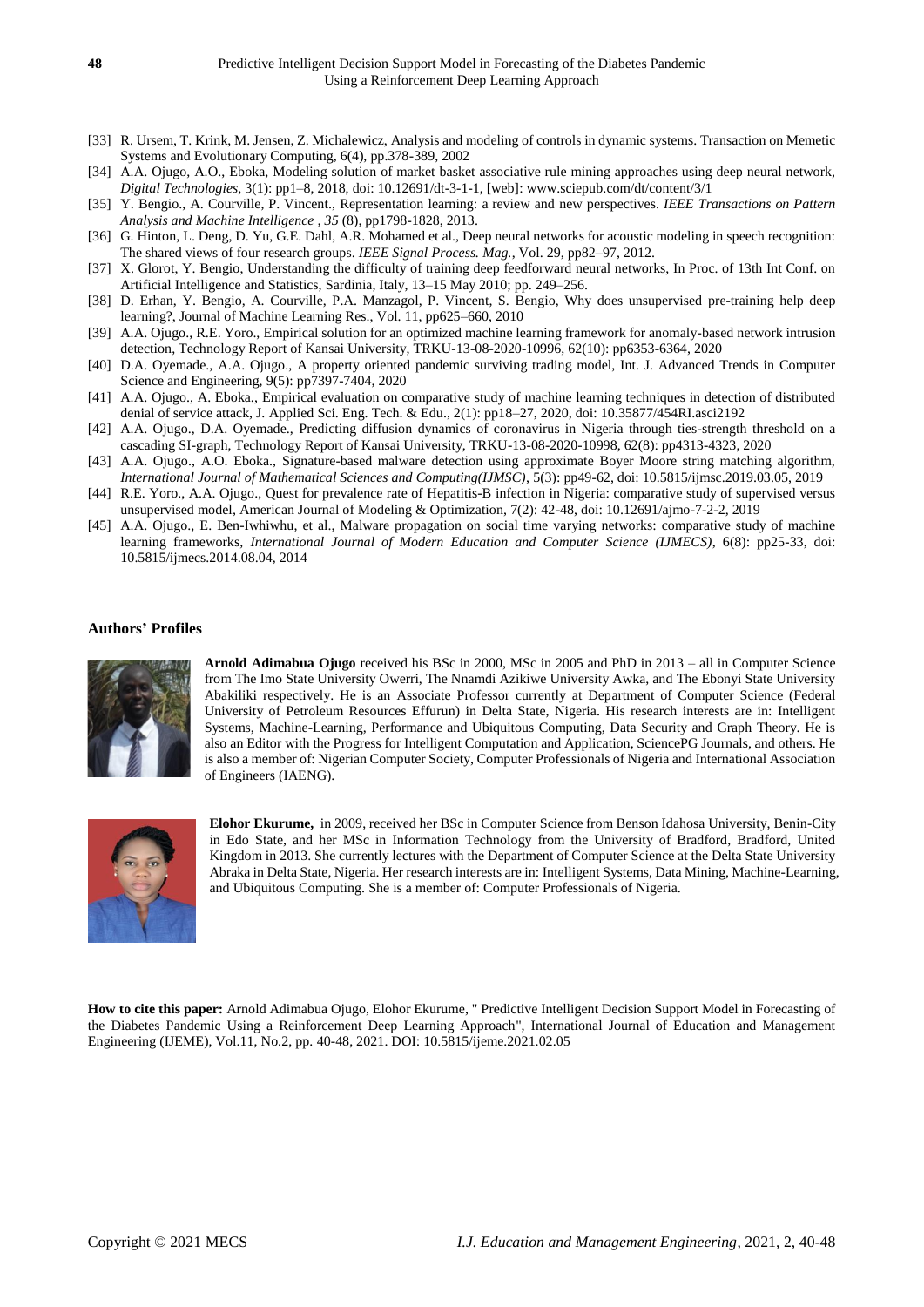[33] R. Ursem, T. Krink, M. Jensen, Z. Michalewicz, Analysis and modeling of controls in dynamic systems. Transaction on Memetic Systems and Evolutionary Computing, 6(4), pp.378-389, 2002

[34] A.A. Ojugo, A.O., Eboka, Modeling solution of market basket associative rule mining approaches using deep neural network, *Digital Technologies*, 3(1): pp1–8, 2018, doi: 10.12691/dt-3-1-1, [web]: www.sciepub.com/dt/content/3/1

[35] Y. Bengio., A. Courville, P. Vincent., Representation learning: a review and new perspectives. *IEEE Transactions on Pattern Analysis and Machine Intelligence , 35* (8), pp1798-1828, 2013.

[36] G. Hinton, L. Deng, D. Yu, G.E. Dahl, A.R. Mohamed et al., Deep neural networks for acoustic modeling in speech recognition: The shared views of four research groups. *IEEE Signal Process. Mag.*, Vol. 29, pp82–97, 2012.

[37] X. Glorot, Y. Bengio, Understanding the difficulty of training deep feedforward neural networks, In Proc. of 13th Int Conf. on Artificial Intelligence and Statistics, Sardinia, Italy, 13–15 May 2010; pp. 249–256.

[38] D. Erhan, Y. Bengio, A. Courville, P.A. Manzagol, P. Vincent, S. Bengio, Why does unsupervised pre-training help deep learning?, Journal of Machine Learning Res., Vol. 11, pp625–660, 2010

[39] A.A. Ojugo., R.E. Yoro., Empirical solution for an optimized machine learning framework for anomaly-based network intrusion detection, Technology Report of Kansai University, TRKU-13-08-2020-10996, 62(10): pp6353-6364, 2020

[40] D.A. Oyemade., A.A. Ojugo., A property oriented pandemic surviving trading model, Int. J. Advanced Trends in Computer Science and Engineering, 9(5): pp7397-7404, 2020

[41] A.A. Ojugo., A. Eboka., Empirical evaluation on comparative study of machine learning techniques in detection of distributed denial of service attack, J. Applied Sci. Eng. Tech. & Edu., 2(1): pp18–27, 2020, doi: 10.35877/454RI.asci2192

[42] A.A. Ojugo., D.A. Oyemade., Predicting diffusion dynamics of coronavirus in Nigeria through ties-strength threshold on a cascading SI-graph, Technology Report of Kansai University, TRKU-13-08-2020-10998, 62(8): pp4313-4323, 2020

[43] A.A. Ojugo., A.O. Eboka., Signature-based malware detection using approximate Boyer Moore string matching algorithm, *International Journal of Mathematical Sciences and Computing(IJMSC)*, 5(3): pp49-62, doi: 10.5815/ijmsc.2019.03.05, 2019

[44] R.E. Yoro., A.A. Ojugo., Quest for prevalence rate of Hepatitis-B infection in Nigeria: comparative study of supervised versus unsupervised model, American Journal of Modeling & Optimization, 7(2): 42-48, doi: 10.12691/ajmo-7-2-2, 2019

[45] A.A. Ojugo., E. Ben-Iwhiwhu, et al., Malware propagation on social time varying networks: comparative study of machine learning frameworks, *International Journal of Modern Education and Computer Science (IJMECS)*, 6(8): pp25-33, doi: 10.5815/ijmecs.2014.08.04, 2014

### Authors' Profiles

**Arnold Adimabua Ojugo** received his BSc in 2000, MSc in 2005 and PhD in 2013 – all in Computer Science from The Imo State University Owerri, The Nnamdi Azikiwe University Awka, and The Ebonyi State University Abakiliki respectively. He is an Associate Professor currently at Department of Computer Science (Federal University of Petroleum Resources Effurun) in Delta State, Nigeria. His research interests are in: Intelligent Systems, Machine-Learning, Performance and Ubiquitous Computing, Data Security and Graph Theory. He is also an Editor with the Progress for Intelligent Computation and Application, SciencePG Journals, and others. He is also a member of: Nigerian Computer Society, Computer Professionals of Nigeria and International Association of Engineers (IAENG).

**Elohor Ekurume,** in 2009, received her BSc in Computer Science from Benson Idahosa University, Benin-City in Edo State, and her MSc in Information Technology from the University of Bradford, Bradford, United Kingdom in 2013. She currently lectures with the Department of Computer Science at the Delta State University Abraka in Delta State, Nigeria. Her research interests are in: Intelligent Systems, Data Mining, Machine-Learning, and Ubiquitous Computing. She is a member of: Computer Professionals of Nigeria.

**How to cite this paper:** Arnold Adimabua Ojugo, Elohor Ekurume, " Predictive Intelligent Decision Support Model in Forecasting of the Diabetes Pandemic Using a Reinforcement Deep Learning Approach", International Journal of Education and Management Engineering (IJEME), Vol.11, No.2, pp. 40-48, 2021. DOI: 10.5815/ijeme.2021.02.05